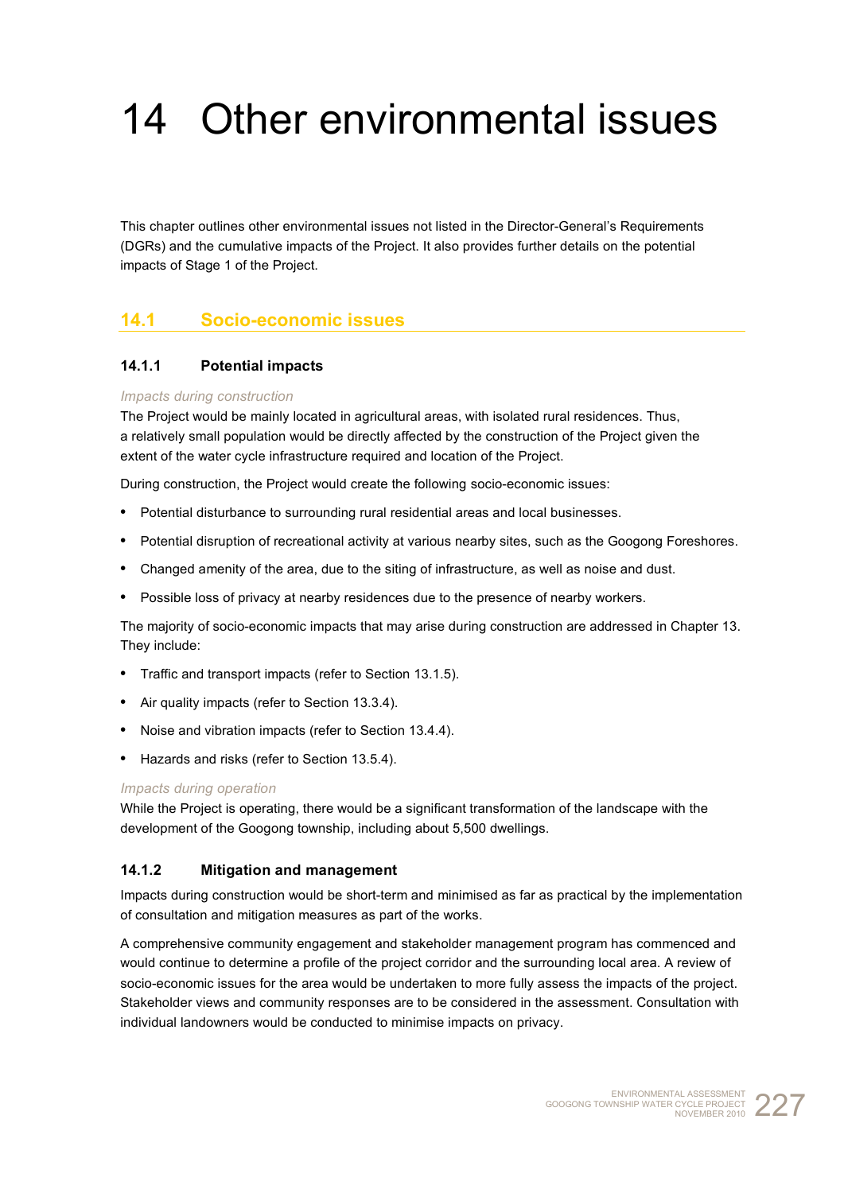# 14 Other environmental issues

This chapter outlines other environmental issues not listed in the Director-General's Requirements (DGRs) and the cumulative impacts of the Project. It also provides further details on the potential impacts of Stage 1 of the Project.

## 14.1 Socio-economic issues

### 14.1.1 Potential impacts

*Impacts during construction*

The Project would be mainly located in agricultural areas, with isolated rural residences. Thus, a relatively small population would be directly affected by the construction of the Project given the extent of the water cycle infrastructure required and location of the Project.

During construction, the Project would create the following socio-economic issues:

- Potential disturbance to surrounding rural residential areas and local businesses.
- Potential disruption of recreational activity at various nearby sites, such as the Googong Foreshores.
- Changed amenity of the area, due to the siting of infrastructure, as well as noise and dust.
- Possible loss of privacy at nearby residences due to the presence of nearby workers.

The majority of socio-economic impacts that may arise during construction are addressed in Chapter 13. They include:

- Traffic and transport impacts (refer to Section 13.1.5).
- Air quality impacts (refer to Section 13.3.4).
- Noise and vibration impacts (refer to Section 13.4.4).
- Hazards and risks (refer to Section 13.5.4).

*Impacts during operation*

While the Project is operating, there would be a significant transformation of the landscape with the development of the Googong township, including about 5,500 dwellings.

### 14.1.2 Mitigation and management

Impacts during construction would be short-term and minimised as far as practical by the implementation of consultation and mitigation measures as part of the works.

A comprehensive community engagement and stakeholder management program has commenced and would continue to determine a profile of the project corridor and the surrounding local area. A review of socio-economic issues for the area would be undertaken to more fully assess the impacts of the project. Stakeholder views and community responses are to be considered in the assessment. Consultation with individual landowners would be conducted to minimise impacts on privacy.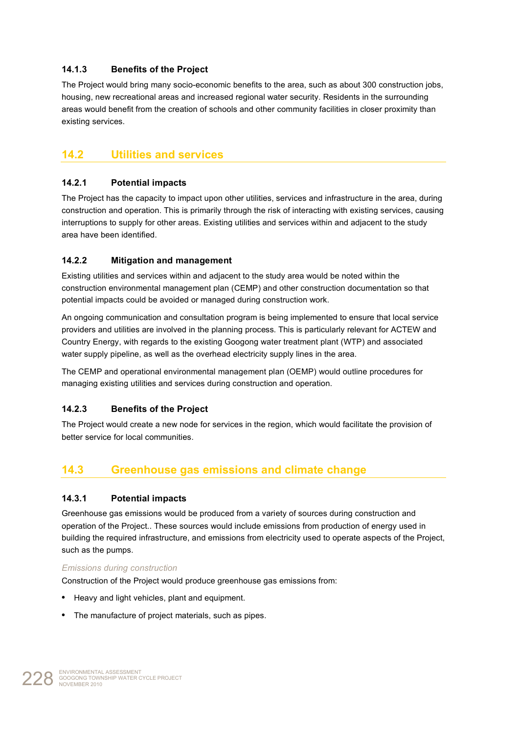### 14.1.3 Benefits of the Project

The Project would bring many socio-economic benefits to the area, such as about 300 construction jobs, housing, new recreational areas and increased regional water security. Residents in the surrounding areas would benefit from the creation of schools and other community facilities in closer proximity than existing services.

## 14.2 Utilities and services

### 14.2.1 Potential impacts

The Project has the capacity to impact upon other utilities, services and infrastructure in the area, during construction and operation. This is primarily through the risk of interacting with existing services, causing interruptions to supply for other areas. Existing utilities and services within and adjacent to the study area have been identified.

### 14.2.2 Mitigation and management

Existing utilities and services within and adjacent to the study area would be noted within the construction environmental management plan (CEMP) and other construction documentation so that potential impacts could be avoided or managed during construction work.

An ongoing communication and consultation program is being implemented to ensure that local service providers and utilities are involved in the planning process. This is particularly relevant for ACTEW and Country Energy, with regards to the existing Googong water treatment plant (WTP) and associated water supply pipeline, as well as the overhead electricity supply lines in the area.

The CEMP and operational environmental management plan (OEMP) would outline procedures for managing existing utilities and services during construction and operation.

### 14.2.3 Benefits of the Project

The Project would create a new node for services in the region, which would facilitate the provision of better service for local communities.

## 14.3 Greenhouse gas emissions and climate change

### 14.3.1 Potential impacts

Greenhouse gas emissions would be produced from a variety of sources during construction and operation of the Project.. These sources would include emissions from production of energy used in building the required infrastructure, and emissions from electricity used to operate aspects of the Project, such as the pumps.

*Emissions during construction*

Construction of the Project would produce greenhouse gas emissions from:

- Heavy and light vehicles, plant and equipment.
- The manufacture of project materials, such as pipes.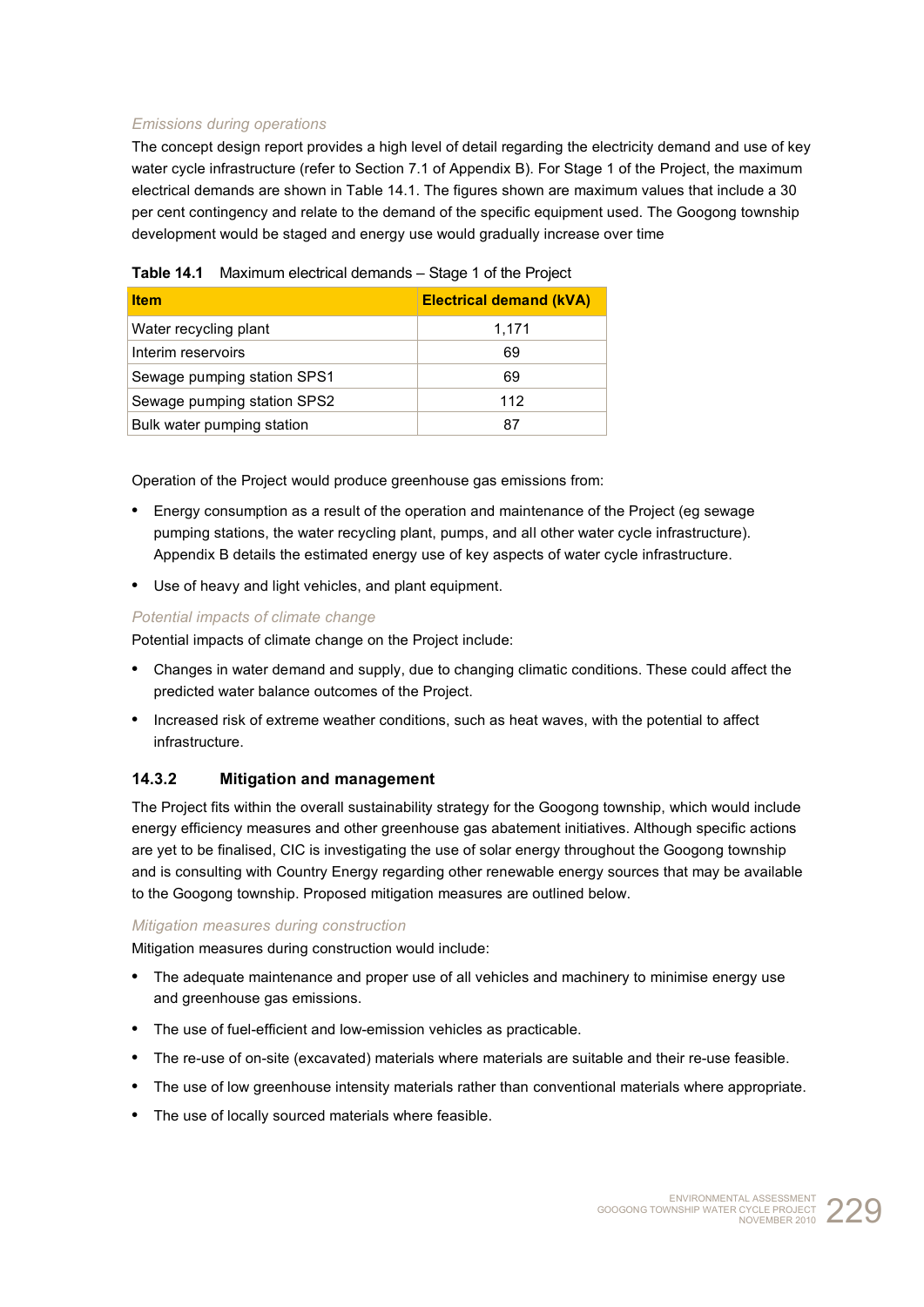*Emissions during operations*

The concept design report provides a high level of detail regarding the electricity demand and use of key water cycle infrastructure (refer to Section 7.1 of Appendix B). For Stage 1 of the Project, the maximum electrical demands are shown in Table 14.1. The figures shown are maximum values that include a 30 per cent contingency and relate to the demand of the specific equipment used. The Googong township development would be staged and energy use would gradually increase over time

**Table 14.1** Maximum electrical demands – Stage 1 of the Project

| Item | Electrical demand (kVA) |
|---|---|
| Water recycling plant | 1,171 |
| Interim reservoirs | 69 |
| Sewage pumping station SPS1 | 69 |
| Sewage pumping station SPS2 | 112 |
| Bulk water pumping station | 87 |

Operation of the Project would produce greenhouse gas emissions from:

- Energy consumption as a result of the operation and maintenance of the Project (eg sewage pumping stations, the water recycling plant, pumps, and all other water cycle infrastructure). Appendix B details the estimated energy use of key aspects of water cycle infrastructure.
- Use of heavy and light vehicles, and plant equipment.

*Potential impacts of climate change*

Potential impacts of climate change on the Project include:

- Changes in water demand and supply, due to changing climatic conditions. These could affect the predicted water balance outcomes of the Project.
- Increased risk of extreme weather conditions, such as heat waves, with the potential to affect infrastructure.

### 14.3.2 Mitigation and management

The Project fits within the overall sustainability strategy for the Googong township, which would include energy efficiency measures and other greenhouse gas abatement initiatives. Although specific actions are yet to be finalised, CIC is investigating the use of solar energy throughout the Googong township and is consulting with Country Energy regarding other renewable energy sources that may be available to the Googong township. Proposed mitigation measures are outlined below.

*Mitigation measures during construction*

Mitigation measures during construction would include:

- The adequate maintenance and proper use of all vehicles and machinery to minimise energy use and greenhouse gas emissions.
- The use of fuel-efficient and low-emission vehicles as practicable.
- The re-use of on-site (excavated) materials where materials are suitable and their re-use feasible.
- The use of low greenhouse intensity materials rather than conventional materials where appropriate.
- The use of locally sourced materials where feasible.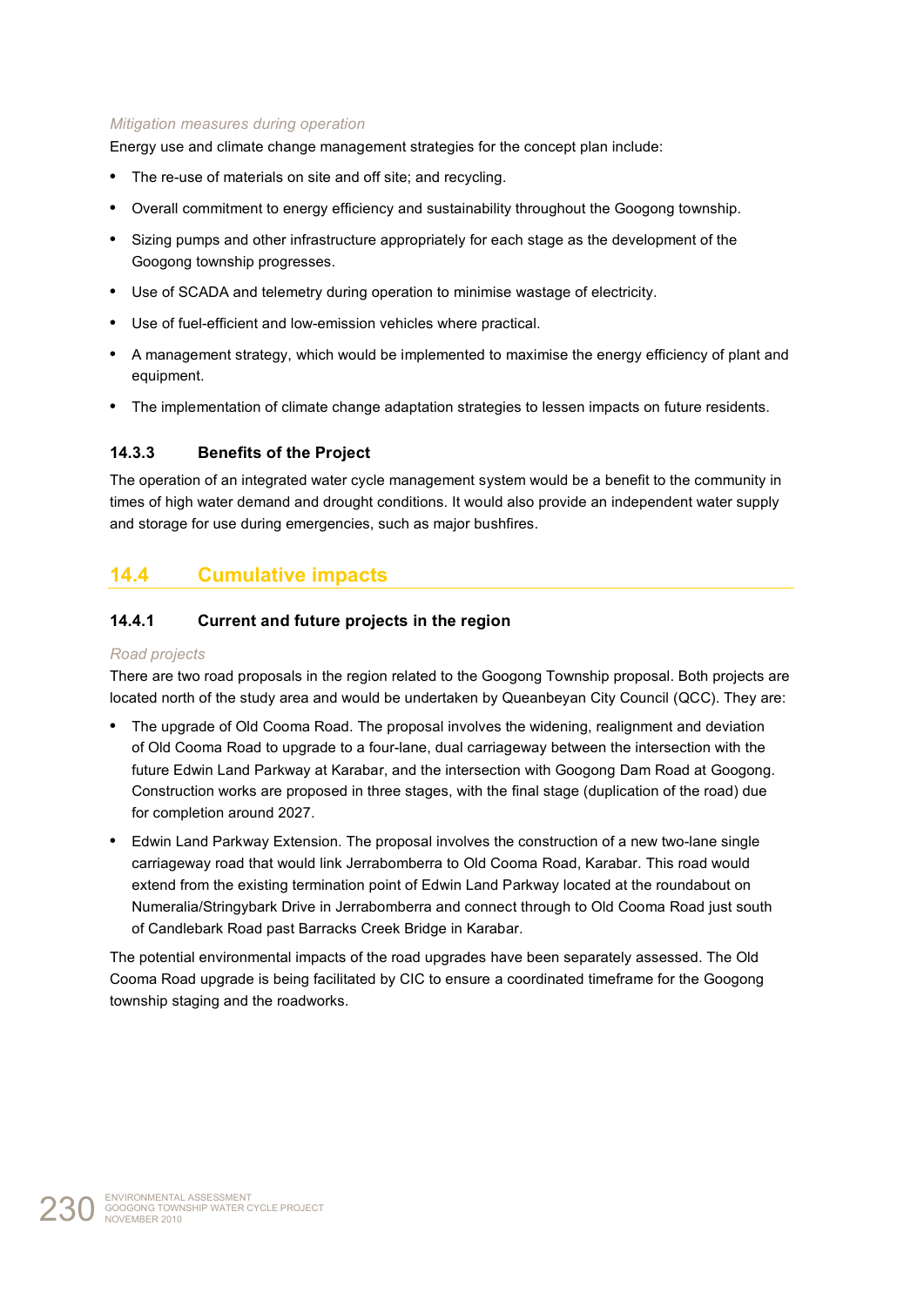*Mitigation measures during operation*

Energy use and climate change management strategies for the concept plan include:

- The re-use of materials on site and off site; and recycling.
- Overall commitment to energy efficiency and sustainability throughout the Googong township.
- Sizing pumps and other infrastructure appropriately for each stage as the development of the Googong township progresses.
- Use of SCADA and telemetry during operation to minimise wastage of electricity.
- Use of fuel-efficient and low-emission vehicles where practical.
- A management strategy, which would be implemented to maximise the energy efficiency of plant and equipment.
- The implementation of climate change adaptation strategies to lessen impacts on future residents.

### 14.3.3 Benefits of the Project

The operation of an integrated water cycle management system would be a benefit to the community in times of high water demand and drought conditions. It would also provide an independent water supply and storage for use during emergencies, such as major bushfires.

## 14.4 Cumulative impacts

### 14.4.1 Current and future projects in the region

*Road projects*

There are two road proposals in the region related to the Googong Township proposal. Both projects are located north of the study area and would be undertaken by Queanbeyan City Council (QCC). They are:

- The upgrade of Old Cooma Road. The proposal involves the widening, realignment and deviation of Old Cooma Road to upgrade to a four-lane, dual carriageway between the intersection with the future Edwin Land Parkway at Karabar, and the intersection with Googong Dam Road at Googong. Construction works are proposed in three stages, with the final stage (duplication of the road) due for completion around 2027.
- Edwin Land Parkway Extension. The proposal involves the construction of a new two-lane single carriageway road that would link Jerrabomberra to Old Cooma Road, Karabar. This road would extend from the existing termination point of Edwin Land Parkway located at the roundabout on Numeralia/Stringybark Drive in Jerrabomberra and connect through to Old Cooma Road just south of Candlebark Road past Barracks Creek Bridge in Karabar.

The potential environmental impacts of the road upgrades have been separately assessed. The Old Cooma Road upgrade is being facilitated by CIC to ensure a coordinated timeframe for the Googong township staging and the roadworks.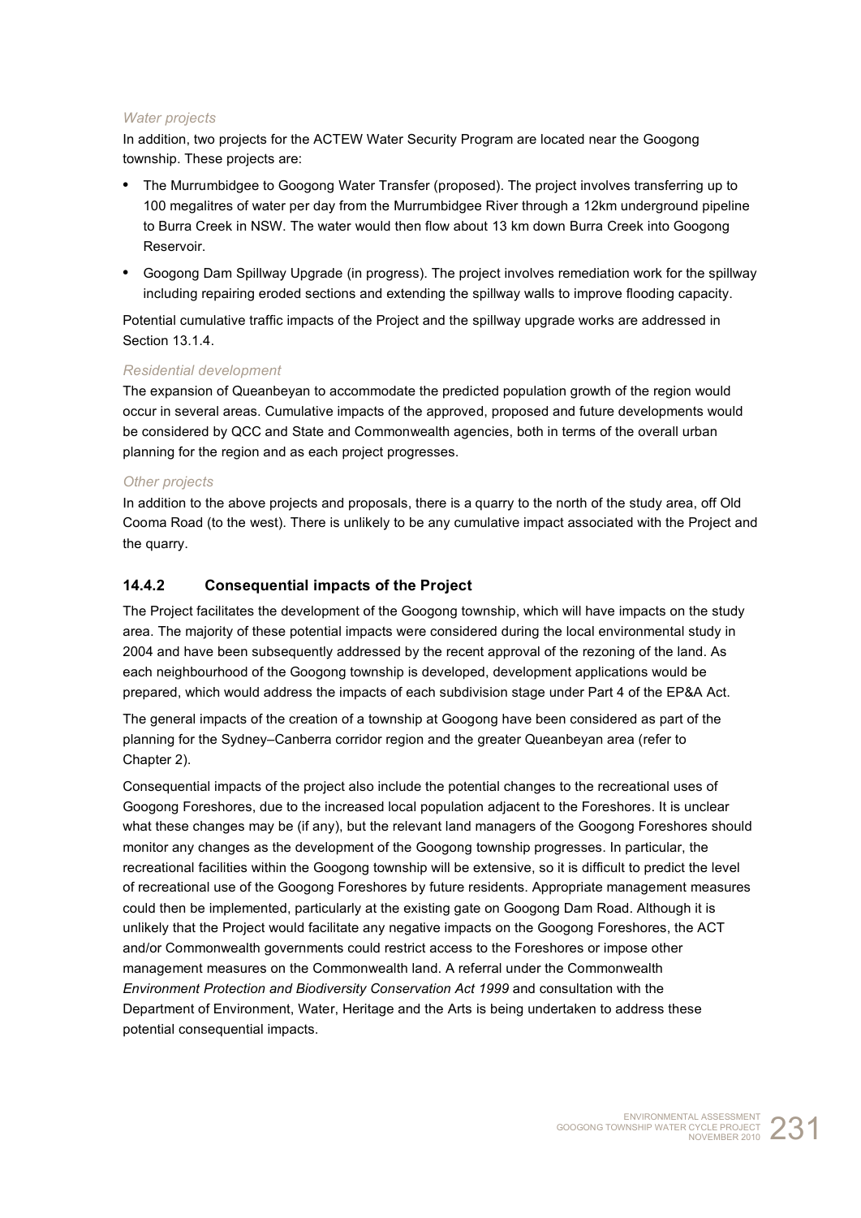*Water projects*

In addition, two projects for the ACTEW Water Security Program are located near the Googong township. These projects are:

- The Murrumbidgee to Googong Water Transfer (proposed). The project involves transferring up to 100 megalitres of water per day from the Murrumbidgee River through a 12km underground pipeline to Burra Creek in NSW. The water would then flow about 13 km down Burra Creek into Googong Reservoir.
- Googong Dam Spillway Upgrade (in progress). The project involves remediation work for the spillway including repairing eroded sections and extending the spillway walls to improve flooding capacity.

Potential cumulative traffic impacts of the Project and the spillway upgrade works are addressed in Section 13.1.4.

*Residential development*

The expansion of Queanbeyan to accommodate the predicted population growth of the region would occur in several areas. Cumulative impacts of the approved, proposed and future developments would be considered by QCC and State and Commonwealth agencies, both in terms of the overall urban planning for the region and as each project progresses.

*Other projects*

In addition to the above projects and proposals, there is a quarry to the north of the study area, off Old Cooma Road (to the west). There is unlikely to be any cumulative impact associated with the Project and the quarry.

### 14.4.2 Consequential impacts of the Project

The Project facilitates the development of the Googong township, which will have impacts on the study area. The majority of these potential impacts were considered during the local environmental study in 2004 and have been subsequently addressed by the recent approval of the rezoning of the land. As each neighbourhood of the Googong township is developed, development applications would be prepared, which would address the impacts of each subdivision stage under Part 4 of the EP&A Act.

The general impacts of the creation of a township at Googong have been considered as part of the planning for the Sydney–Canberra corridor region and the greater Queanbeyan area (refer to Chapter 2).

Consequential impacts of the project also include the potential changes to the recreational uses of Googong Foreshores, due to the increased local population adjacent to the Foreshores. It is unclear what these changes may be (if any), but the relevant land managers of the Googong Foreshores should monitor any changes as the development of the Googong township progresses. In particular, the recreational facilities within the Googong township will be extensive, so it is difficult to predict the level of recreational use of the Googong Foreshores by future residents. Appropriate management measures could then be implemented, particularly at the existing gate on Googong Dam Road. Although it is unlikely that the Project would facilitate any negative impacts on the Googong Foreshores, the ACT and/or Commonwealth governments could restrict access to the Foreshores or impose other management measures on the Commonwealth land. A referral under the Commonwealth *Environment Protection and Biodiversity Conservation Act 1999* and consultation with the Department of Environment, Water, Heritage and the Arts is being undertaken to address these potential consequential impacts.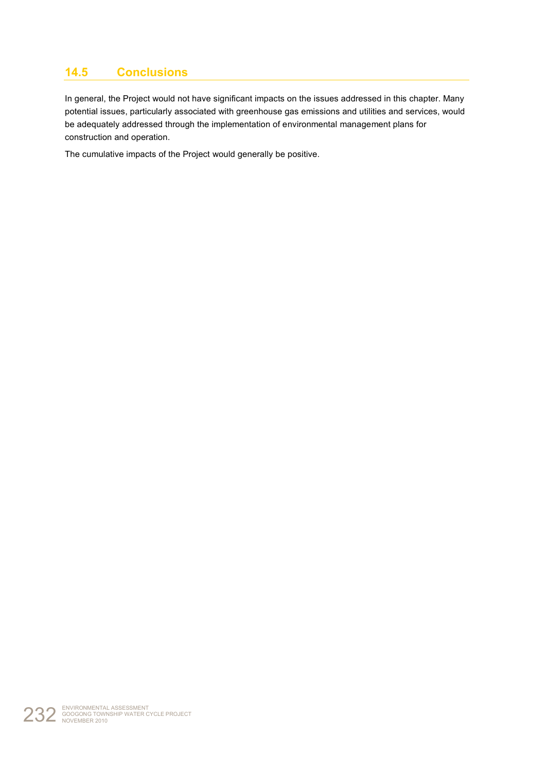## 14.5 Conclusions

In general, the Project would not have significant impacts on the issues addressed in this chapter. Many potential issues, particularly associated with greenhouse gas emissions and utilities and services, would be adequately addressed through the implementation of environmental management plans for construction and operation.

The cumulative impacts of the Project would generally be positive.